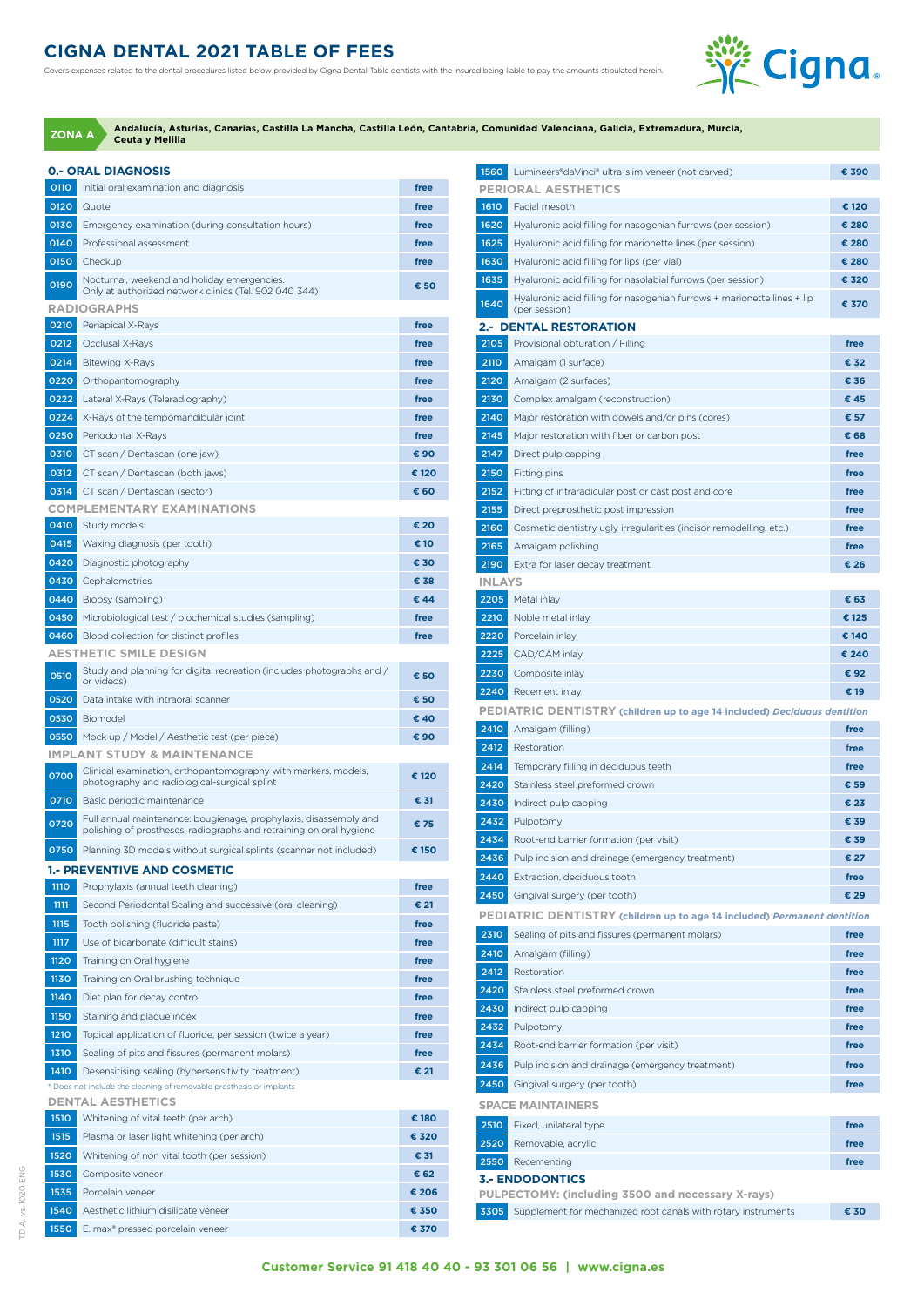# CIGNA DENTAL 2021 TABLE OF FEES

Covers expenses related to the dental procedures listed below provided by Cigna Dental Table dentists with the insured being liable to pay the amounts stipulated herein.

**ZONA A** **Andalucía, Asturias, Canarias, Castilla La Mancha, Castilla León, Cantabria, Comunidad Valenciana, Galicia, Extremadura, Murcia, Ceuta y Melilla**

## 0.- ORAL DIAGNOSIS

| Code | Procedure | Fee |
|---|---|---|
| 0110 | Initial oral examination and diagnosis | free |
| 0120 | Quote | free |
| 0130 | Emergency examination (during consultation hours) | free |
| 0140 | Professional assessment | free |
| 0150 | Checkup | free |
| 0190 | Nocturnal, weekend and holiday emergencies. Only at authorized network clinics (Tel. 902 040 344) | € 50 |

### RADIOGRAPHS

| Code | Procedure | Fee |
|---|---|---|
| 0210 | Periapical X-Rays | free |
| 0212 | Occlusal X-Rays | free |
| 0214 | Bitewing X-Rays | free |
| 0220 | Orthopantomography | free |
| 0222 | Lateral X-Rays (Teleradiography) | free |
| 0224 | X-Rays of the tempomandibular joint | free |
| 0250 | Periodontal X-Rays | free |
| 0310 | CT scan / Dentascan (one jaw) | € 90 |
| 0312 | CT scan / Dentascan (both jaws) | € 120 |
| 0314 | CT scan / Dentascan (sector) | € 60 |

### COMPLEMENTARY EXAMINATIONS

| Code | Procedure | Fee |
|---|---|---|
| 0410 | Study models | € 20 |
| 0415 | Waxing diagnosis (per tooth) | € 10 |
| 0420 | Diagnostic photography | € 30 |
| 0430 | Cephalometrics | € 38 |
| 0440 | Biopsy (sampling) | € 44 |
| 0450 | Microbiological test / biochemical studies (sampling) | free |
| 0460 | Blood collection for distinct profiles | free |

### AESTHETIC SMILE DESIGN

| Code | Procedure | Fee |
|---|---|---|
| 0510 | Study and planning for digital recreation (includes photographs and / or videos) | € 50 |
| 0520 | Data intake with intraoral scanner | € 50 |
| 0530 | Biomodel | € 40 |
| 0550 | Mock up / Model / Aesthetic test (per piece) | € 90 |

### IMPLANT STUDY & MAINTENANCE

| Code | Procedure | Fee |
|---|---|---|
| 0700 | Clinical examination, orthopantomography with markers, models, photography and radiological-surgical splint | € 120 |
| 0710 | Basic periodic maintenance | € 31 |
| 0720 | Full annual maintenance: bougienage, prophylaxis, disassembly and polishing of prostheses, radiographs and retraining on oral hygiene | € 75 |
| 0750 | Planning 3D models without surgical splints (scanner not included) | € 150 |

## 1.- PREVENTIVE AND COSMETIC

| Code | Procedure | Fee |
|---|---|---|
| 1110 | Prophylaxis (annual teeth cleaning) | free |
| 1111 | Second Periodontal Scaling and successive (oral cleaning) | € 21 |
| 1115 | Tooth polishing (fluoride paste) | free |
| 1117 | Use of bicarbonate (difficult stains) | free |
| 1120 | Training on Oral hygiene | free |
| 1130 | Training on Oral brushing technique | free |
| 1140 | Diet plan for decay control | free |
| 1150 | Staining and plaque index | free |
| 1210 | Topical application of fluoride, per session (twice a year) | free |
| 1310 | Sealing of pits and fissures (permanent molars) | free |
| 1410 | Desensitising sealing (hypersensitivity treatment) | € 21 |

* Does not include the cleaning of removable prosthesis or implants

### DENTAL AESTHETICS

| Code | Procedure | Fee |
|---|---|---|
| 1510 | Whitening of vital teeth (per arch) | € 180 |
| 1515 | Plasma or laser light whitening (per arch) | € 320 |
| 1520 | Whitening of non vital tooth (per session) | € 31 |
| 1530 | Composite veneer | € 62 |
| 1535 | Porcelain veneer | € 206 |
| 1540 | Aesthetic lithium disilicate veneer | € 350 |
| 1550 | E. max® pressed porcelain veneer | € 370 |
| 1560 | Lumineers®daVinci® ultra-slim veneer (not carved) | € 390 |

### PERIORAL AESTHETICS

| Code | Procedure | Fee |
|---|---|---|
| 1610 | Facial mesoth | € 120 |
| 1620 | Hyaluronic acid filling for nasogenian furrows (per session) | € 280 |
| 1625 | Hyaluronic acid filling for marionette lines (per session) | € 280 |
| 1630 | Hyaluronic acid filling for lips (per vial) | € 280 |
| 1635 | Hyaluronic acid filling for nasolabial furrows (per session) | € 320 |
| 1640 | Hyaluronic acid filling for nasogenian furrows + marionette lines + lip (per session) | € 370 |

## 2.- DENTAL RESTORATION

| Code | Procedure | Fee |
|---|---|---|
| 2105 | Provisional obturation / Filling | free |
| 2110 | Amalgam (1 surface) | € 32 |
| 2120 | Amalgam (2 surfaces) | € 36 |
| 2130 | Complex amalgam (reconstruction) | € 45 |
| 2140 | Major restoration with dowels and/or pins (cores) | € 57 |
| 2145 | Major restoration with fiber or carbon post | € 68 |
| 2147 | Direct pulp capping | free |
| 2150 | Fitting pins | free |
| 2152 | Fitting of intraradicular post or cast post and core | free |
| 2155 | Direct preprosthetic post impression | free |
| 2160 | Cosmetic dentistry ugly irregularities (incisor remodelling, etc.) | free |
| 2165 | Amalgam polishing | free |
| 2190 | Extra for laser decay treatment | € 26 |

### INLAYS

| Code | Procedure | Fee |
|---|---|---|
| 2205 | Metal inlay | € 63 |
| 2210 | Noble metal inlay | € 125 |
| 2220 | Porcelain inlay | € 140 |
| 2225 | CAD/CAM inlay | € 240 |
| 2230 | Composite inlay | € 92 |
| 2240 | Recement inlay | € 19 |

### PEDIATRIC DENTISTRY (children up to age 14 included) *Deciduous dentition*

| Code | Procedure | Fee |
|---|---|---|
| 2410 | Amalgam (filling) | free |
| 2412 | Restoration | free |
| 2414 | Temporary filling in deciduous teeth | free |
| 2420 | Stainless steel preformed crown | € 59 |
| 2430 | Indirect pulp capping | € 23 |
| 2432 | Pulpotomy | € 39 |
| 2434 | Root-end barrier formation (per visit) | € 39 |
| 2436 | Pulp incision and drainage (emergency treatment) | € 27 |
| 2440 | Extraction, deciduous tooth | free |
| 2450 | Gingival surgery (per tooth) | € 29 |

### PEDIATRIC DENTISTRY (children up to age 14 included) *Permanent dentition*

| Code | Procedure | Fee |
|---|---|---|
| 2310 | Sealing of pits and fissures (permanent molars) | free |
| 2410 | Amalgam (filling) | free |
| 2412 | Restoration | free |
| 2420 | Stainless steel preformed crown | free |
| 2430 | Indirect pulp capping | free |
| 2432 | Pulpotomy | free |
| 2434 | Root-end barrier formation (per visit) | free |
| 2436 | Pulp incision and drainage (emergency treatment) | free |
| 2450 | Gingival surgery (per tooth) | free |

### SPACE MAINTAINERS

| Code | Procedure | Fee |
|---|---|---|
| 2510 | Fixed, unilateral type | free |
| 2520 | Removable, acrylic | free |
| 2550 | Recementing | free |

## 3.- ENDODONTICS

### PULPECTOMY: (including 3500 and necessary X-rays)

| Code | Procedure | Fee |
|---|---|---|
| 3305 | Supplement for mechanized root canals with rotary instruments | € 30 |

**Customer Service 91 418 40 40 - 93 301 06 56 | www.cigna.es**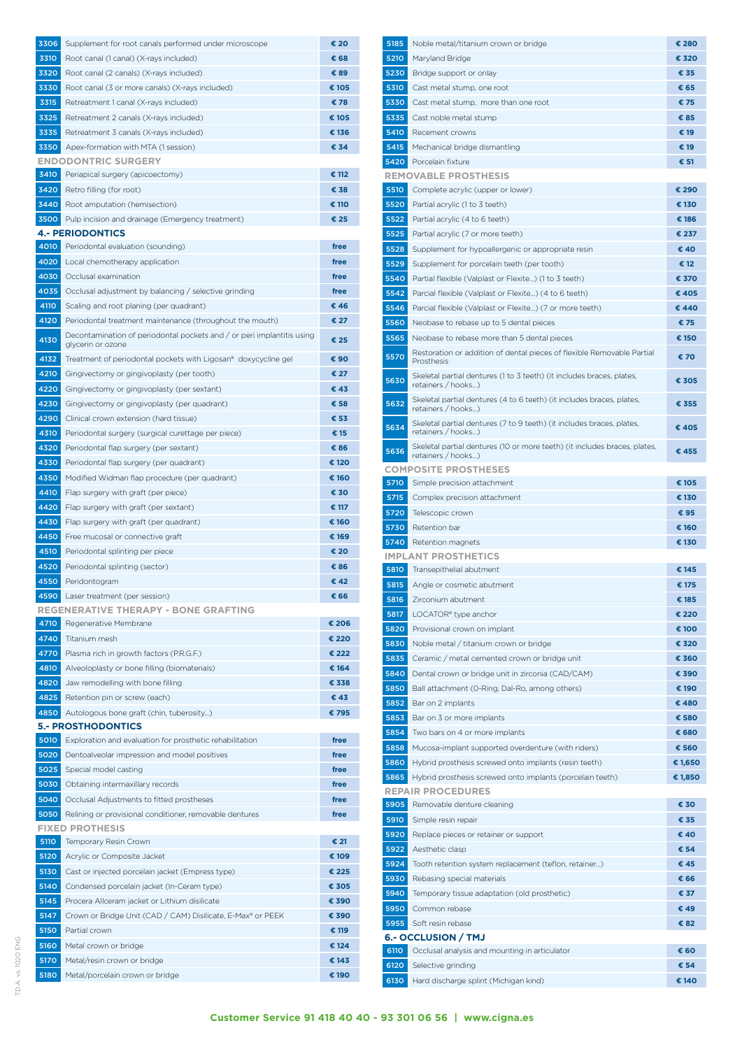| Code | Description | Price |
|---|---|---|
| 3306 | Supplement for root canals performed under microscope | € 20 |
| 3310 | Root canal (1 canal) (X-rays included) | € 68 |
| 3320 | Root canal (2 canals) (X-rays included) | € 89 |
| 3330 | Root canal (3 or more canals) (X-rays included) | € 105 |
| 3315 | Retreatment 1 canal (X-rays included) | € 78 |
| 3325 | Retreatment 2 canals (X-rays included) | € 105 |
| 3335 | Retreatment 3 canals (X-rays included) | € 136 |
| 3350 | Apex-formation with MTA (1 session) | € 34 |

### ENDODONTIC SURGERY

| Code | Description | Price |
|---|---|---|
| 3410 | Periapical surgery (apicoectomy) | € 112 |
| 3420 | Retro filling (for root) | € 38 |
| 3440 | Root amputation (hemisection) | € 110 |
| 3500 | Pulp incision and drainage (Emergency treatment) | € 25 |

## 4.- PERIODONTICS

| Code | Description | Price |
|---|---|---|
| 4010 | Periodontal evaluation (sounding) | free |
| 4020 | Local chemotherapy application | free |
| 4030 | Occlusal examination | free |
| 4035 | Occlusal adjustment by balancing / selective grinding | free |
| 4110 | Scaling and root planing (per quadrant) | € 46 |
| 4120 | Periodontal treatment maintenance (throughout the mouth) | € 27 |
| 4130 | Decontamination of periodontal pockets and / or peri implantitis using glycerin or ozone | € 25 |
| 4132 | Treatment of periodontal pockets with Ligosan® doxycycline gel | € 90 |
| 4210 | Gingivectomy or gingivoplasty (per tooth) | € 27 |
| 4220 | Gingivectomy or gingivoplasty (per sextant) | € 43 |
| 4230 | Gingivectomy or gingivoplasty (per quadrant) | € 58 |
| 4290 | Clinical crown extension (hard tissue) | € 53 |
| 4310 | Periodontal surgery (surgical curettage per piece) | € 15 |
| 4320 | Periodontal flap surgery (per sextant) | € 86 |
| 4330 | Periodontal flap surgery (per quadrant) | € 120 |
| 4350 | Modified Widman flap procedure (per quadrant) | € 160 |
| 4410 | Flap surgery with graft (per piece) | € 30 |
| 4420 | Flap surgery with graft (per sextant) | € 117 |
| 4430 | Flap surgery with graft (per quadrant) | € 160 |
| 4450 | Free mucosal or connective graft | € 169 |
| 4510 | Periodontal splinting per piece | € 20 |
| 4520 | Periodontal splinting (sector) | € 86 |
| 4550 | Peridontogram | € 42 |
| 4590 | Laser treatment (per session) | € 66 |

### REGENERATIVE THERAPY - BONE GRAFTING

| Code | Description | Price |
|---|---|---|
| 4710 | Regenerative Membrane | € 206 |
| 4740 | Titanium mesh | € 220 |
| 4770 | Plasma rich in growth factors (P.R.G.F.) | € 222 |
| 4810 | Alveoloplasty or bone filling (biomaterials) | € 164 |
| 4820 | Jaw remodelling with bone filling | € 338 |
| 4825 | Retention pin or screw (each) | € 43 |
| 4850 | Autologous bone graft (chin, tuberosity...) | € 795 |

## 5.- PROSTHODONTICS

| Code | Description | Price |
|---|---|---|
| 5010 | Exploration and evaluation for prosthetic rehabilitation | free |
| 5020 | Dentoalveolar impression and model positives | free |
| 5025 | Special model casting | free |
| 5030 | Obtaining intermaxillary records | free |
| 5040 | Occlusal Adjustments to fitted prostheses | free |
| 5050 | Relining or provisional conditioner, removable dentures | free |

### FIXED PROTHESIS

| Code | Description | Price |
|---|---|---|
| 5110 | Temporary Resin Crown | € 21 |
| 5120 | Acrylic or Composite Jacket | € 109 |
| 5130 | Cast or injected porcelain jacket (Empress type) | € 225 |
| 5140 | Condensed porcelain jacket (In-Ceram type) | € 305 |
| 5145 | Procera Allceram jacket or Lithium disilicate | € 390 |
| 5147 | Crown or Bridge Unit (CAD / CAM) Disilicate, E-Max® or PEEK | € 390 |
| 5150 | Partial crown | € 119 |
| 5160 | Metal crown or bridge | € 124 |
| 5170 | Metal/resin crown or bridge | € 143 |
| 5180 | Metal/porcelain crown or bridge | € 190 |
| 5185 | Noble metal/titanium crown or bridge | € 280 |
| 5210 | Maryland Bridge | € 320 |
| 5230 | Bridge support or onlay | € 35 |
| 5310 | Cast metal stump, one root | € 65 |
| 5330 | Cast metal stump, more than one root | € 75 |
| 5335 | Cast noble metal stump | € 85 |
| 5410 | Recement crowns | € 19 |
| 5415 | Mechanical bridge dismantling | € 19 |
| 5420 | Porcelain fixture | € 51 |

### REMOVABLE PROSTHESIS

| Code | Description | Price |
|---|---|---|
| 5510 | Complete acrylic (upper or lower) | € 290 |
| 5520 | Partial acrylic (1 to 3 teeth) | € 130 |
| 5522 | Partial acrylic (4 to 6 teeth) | € 186 |
| 5525 | Partial acrylic (7 or more teeth) | € 237 |
| 5528 | Supplement for hypoallergenic or appropriate resin | € 40 |
| 5529 | Supplement for porcelain teeth (per tooth) | € 12 |
| 5540 | Partial flexible (Valplast or Flexite...) (1 to 3 teeth) | € 370 |
| 5542 | Parcial flexible (Valplast or Flexite...) (4 to 6 teeth) | € 405 |
| 5546 | Parcial flexible (Valplast or Flexite...) (7 or more teeth) | € 440 |
| 5560 | Neobase to rebase up to 5 dental pieces | € 75 |
| 5565 | Neobase to rebase more than 5 dental pieces | € 150 |
| 5570 | Restoration or addition of dental pieces of flexible Removable Partial Prosthesis | € 70 |
| 5630 | Skeletal partial dentures (1 to 3 teeth) (it includes braces, plates, retainers / hooks...) | € 305 |
| 5632 | Skeletal partial dentures (4 to 6 teeth) (it includes braces, plates, retainers / hooks...) | € 355 |
| 5634 | Skeletal partial dentures (7 to 9 teeth) (it includes braces, plates, retainers / hooks...) | € 405 |
| 5636 | Skeletal partial dentures (10 or more teeth) (it includes braces, plates, retainers / hooks...) | € 455 |

### COMPOSITE PROSTHESES

| Code | Description | Price |
|---|---|---|
| 5710 | Simple precision attachment | € 105 |
| 5715 | Complex precision attachment | € 130 |
| 5720 | Telescopic crown | € 95 |
| 5730 | Retention bar | € 160 |
| 5740 | Retention magnets | € 130 |

### IMPLANT PROSTHETICS

| Code | Description | Price |
|---|---|---|
| 5810 | Transepithelial abutment | € 145 |
| 5815 | Angle or cosmetic abutment | € 175 |
| 5816 | Zirconium abutment | € 185 |
| 5817 | LOCATOR® type anchor | € 220 |
| 5820 | Provisional crown on implant | € 100 |
| 5830 | Noble metal / titanium crown or bridge | € 320 |
| 5835 | Ceramic / metal cemented crown or bridge unit | € 360 |
| 5840 | Dental crown or bridge unit in zirconia (CAD/CAM) | € 390 |
| 5850 | Ball attachment (O-Ring, Dal-Ro, among others) | € 190 |
| 5852 | Bar on 2 implants | € 480 |
| 5853 | Bar on 3 or more implants | € 580 |
| 5854 | Two bars on 4 or more implants | € 680 |
| 5858 | Mucosa-implant supported overdenture (with riders) | € 560 |
| 5860 | Hybrid prosthesis screwed onto implants (resin teeth) | € 1,650 |
| 5865 | Hybrid prosthesis screwed onto implants (porcelain teeth) | € 1,850 |

### REPAIR PROCEDURES

| Code | Description | Price |
|---|---|---|
| 5905 | Removable denture cleaning | € 30 |
| 5910 | Simple resin repair | € 35 |
| 5920 | Replace pieces or retainer or support | € 40 |
| 5922 | Aesthetic clasp | € 54 |
| 5924 | Tooth retention system replacement (teflon, retainer...) | € 45 |
| 5930 | Rebasing special materials | € 66 |
| 5940 | Temporary tissue adaptation (old prosthetic) | € 37 |
| 5950 | Common rebase | € 49 |
| 5955 | Soft resin rebase | € 82 |

## 6.- OCCLUSION / TMJ

| Code | Description | Price |
|---|---|---|
| 6110 | Occlusal analysis and mounting in articulator | € 60 |
| 6120 | Selective grinding | € 54 |
| 6130 | Hard discharge splint (Michigan kind) | € 140 |

**Customer Service 91 418 40 40 - 93 301 06 56 | www.cigna.es**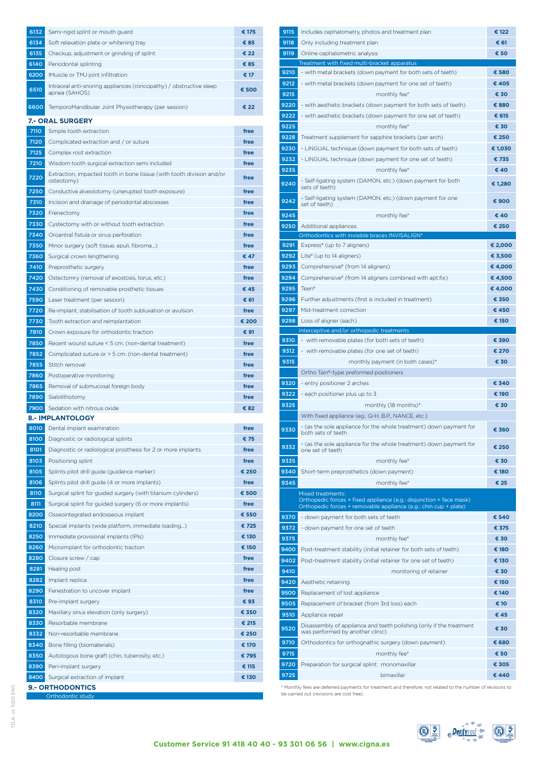| | | |
|---|---|---|
| 6132 | Semi-rigid splint or mouth guard | € 175 |
| 6134 | Soft relaxation plate or whitening tray | € 85 |
| 6135 | Checkup, adjustment or grinding of splint | € 22 |
| 6140 | Periodontal splinting | € 85 |
| 6200 | IMuscle or TMJ joint infiltration | € 17 |
| 6510 | Intraoral anti-snoring appliances (roncopathy) / obstructive sleep apnea (SAHOS) | € 500 |
| 6600 | TemporoMandibular Joint Physiotherapy (per session) | € 22 |

## 7.- ORAL SURGERY

| | | |
|---|---|---|
| 7110 | Simple tooth extraction | free |
| 7120 | Complicated extraction and / or suture | free |
| 7125 | Complex root extraction | free |
| 7210 | Wisdom tooth surgical extraction semi included | free |
| 7220 | Extraction, impacted tooth in bone tissue (with tooth division and/or osteotomy) | free |
| 7250 | Conductive alveolotomy (unerupted tooth exposure) | free |
| 7310 | Incision and drainage of periodontal abscesses | free |
| 7320 | Frenectomy | free |
| 7330 | Cystectomy with or without tooth extraction | free |
| 7340 | Oroantral fistula or sinus perforation | free |
| 7350 | Minor surgery (soft tissue, epuli, fibroma...) | free |
| 7360 | Surgical crown lengthening | € 47 |
| 7410 | Preprosthetic surgery | free |
| 7420 | Ostectomry (removal of exostosis, torus, etc.) | free |
| 7430 | Conditioning of removable prosthetic tissues | € 45 |
| 7590 | Laser treatment (per session) | € 61 |
| 7720 | Re-implant, stabilisation of tooth subluxation or avulsion | free |
| 7730 | Tooth extraction and reimplantation | € 200 |
| 7810 | Crown exposure for orthodontic traction | € 91 |
| 7850 | Recent wound suture < 5 cm. (non-dental treatment) | free |
| 7852 | Complicated suture or > 5 cm. (non-dental treatment) | free |
| 7855 | Stitch removal | free |
| 7860 | Postoperative monitoring | free |
| 7865 | Removal of submucosal foreign body | free |
| 7890 | Sialolithotomy | free |
| 7900 | Sedation with nitrous oxide | € 82 |

## 8.- IMPLANTOLOGY

| | | |
|---|---|---|
| 8010 | Dental implant examination | free |
| 8100 | Diagnostic or radiological splints | € 75 |
| 8101 | Diagnostic or radiological prosthesis for 2 or more implants | free |
| 8103 | Positioning splint | free |
| 8105 | Splints pilot drill guide (guidance marker) | € 250 |
| 8106 | Splints pilot drill guide (4 or more implants) | free |
| 8110 | Surgical splint for guided surgery (with titanium cylinders) | € 500 |
| 8111 | Surgical splint for guided surgery (6 or more implants) | free |
| 8200 | Osseointegrated endosseous implant | € 550 |
| 8210 | Special implants (wide platform, immediate loading...) | € 725 |
| 8250 | Immediate provisional implants (IPIs) | € 130 |
| 8260 | Microimplant for orthodontic traction | € 150 |
| 8280 | Closure screw / cap | free |
| 8281 | Healing post | free |
| 8282 | Implant replica | free |
| 8290 | Fenestration to uncover implant | free |
| 8310 | Pre-implant surgery | € 93 |
| 8320 | Maxillary sinus elevation (only surgery) | € 350 |
| 8330 | Resorbable membrane | € 215 |
| 8332 | Non-resorbable membrane | € 250 |
| 8340 | Bone filling (biomaterials) | € 170 |
| 8350 | Autologous bone graft (chin, tuberosity, etc.) | € 795 |
| 8390 | Peri-implant surgery | € 115 |
| 8400 | Surgical extraction of implant | € 130 |

## 9.- ORTHODONTICS

| | | |
|---|---|---|
| | **Orthodontic study** | |
| 9115 | Includes cephalometry, photos and treatment plan | € 122 |
| 9118 | Only including treatment plan | € 61 |
| 9119 | Online cephalometric analysis | € 50 |
| | **Treatment with fixed multi-bracket apparatus** | |
| 9210 | - with metal brackets (down payment for both sets of teeth) | € 580 |
| 9212 | - with metal brackets (down payment for one set of teeth) | € 405 |
| 9215 | monthly fee* | € 30 |
| 9220 | - with aesthetic brackets (down payment for both sets of teeth) | € 880 |
| 9222 | - with aesthetic brackets (down payment for one set of teeth) | € 615 |
| 9225 | monthly fee* | € 30 |
| 9228 | Treatment supplement for sapphire brackets (per arch) | € 250 |
| 9230 | - LINGUAL technique (down payment for both sets of teeth) | € 1,030 |
| 9232 | - LINGUAL technique (down payment for one set of teeth) | € 735 |
| 9235 | monthly fee* | € 40 |
| 9240 | - Self-ligating system (DAMON, etc.) (down payment for both sets of teeth) | € 1,280 |
| 9242 | - Self-ligating system (DAMON, etc.) (down payment for one set of teeth) | € 900 |
| 9245 | monthly fee* | € 40 |
| 9250 | Additional appliances | € 250 |
| | **Orthodontics with invisible braces INVISALIGN®** | |
| 9291 | Express® (up to 7 aligners) | € 2,000 |
| 9292 | Lite® (up to 14 aligners) | € 3,500 |
| 9293 | Comprehensive® (from 14 aligners) | € 4,000 |
| 9294 | Comprehensive® (from 14 aligners combined with apt.fix) | € 4,500 |
| 9295 | Teen® | € 4,000 |
| 9296 | Further adjustments (first is included in treatment) | € 350 |
| 9297 | Mid-treatment correction | € 450 |
| 9298 | Loss of aligner (each) | € 150 |
| | **Interceptive and/or orthopedic treatments** | |
| 9310 | - with removable plates (for both sets of teeth) | € 390 |
| 9312 | - with removable plates (for one set of teeth) | € 270 |
| 9315 | monthly payment (in both cases)* | € 30 |
| | Ortho Tain®-type preformed positioners | |
| 9320 | - entry positioner 2 arches | € 340 |
| 9322 | - each positioner plus up to 3 | € 190 |
| 9325 | monthly (18 months)* | € 30 |
| | With fixed appliance (eg.: Q-H, B.P., NANCE, etc.) | |
| 9330 | - (as the sole appliance for the whole treatment) down payment for both sets of teeth | € 360 |
| 9332 | - (as the sole appliance for the whole treatment) down payment for one set of teeth | € 250 |
| 9335 | monthly fee* | € 30 |
| 9340 | Short-term preprosthetics (down payment) | € 180 |
| 9345 | monthly fee* | € 25 |
| | **Mixed treatments:** Orthopedic forces + fixed appliance (e.g.: disjunction + face mask) Orthopedic forces + removable appliance (e.g.: chin cup + plate) | |
| 9370 | - down payment for both sets of teeth | € 540 |
| 9372 | - down payment for one set of teeth | € 375 |
| 9375 | monthly fee* | € 30 |
| 9400 | Post-treatment stability (initial retainer for both sets of teeth) | € 180 |
| 9402 | Post-treatment stability (initial retainer for one set of teeth) | € 130 |
| 9410 | monitoring of retainer | € 30 |
| 9420 | Aesthetic retaining | € 150 |
| 9500 | Replacement of lost appliance | € 140 |
| 9505 | Replacement of bracket (from 3rd loss) each | € 10 |
| 9510 | Appliance repair | € 45 |
| 9520 | Disassembly of appliance and teeth polishing (only if the treatment was performed by another clinic) | € 30 |
| 9710 | Orthodontics for orthognathic surgery (down payment) | € 680 |
| 9715 | monthly fee* | € 50 |
| 9720 | Preparation for surgical splint: monomaxillar | € 305 |
| 9725 | bimaxillar | € 440 |

\* Monthly fees are deferred payments for treatment and therefore, not related to the number of revisions to be carried out (revisions are cost free).

T.D.A. vs. 1020 ENG

**Customer Service 91 418 40 40 - 93 301 06 56 | www.cigna.es**